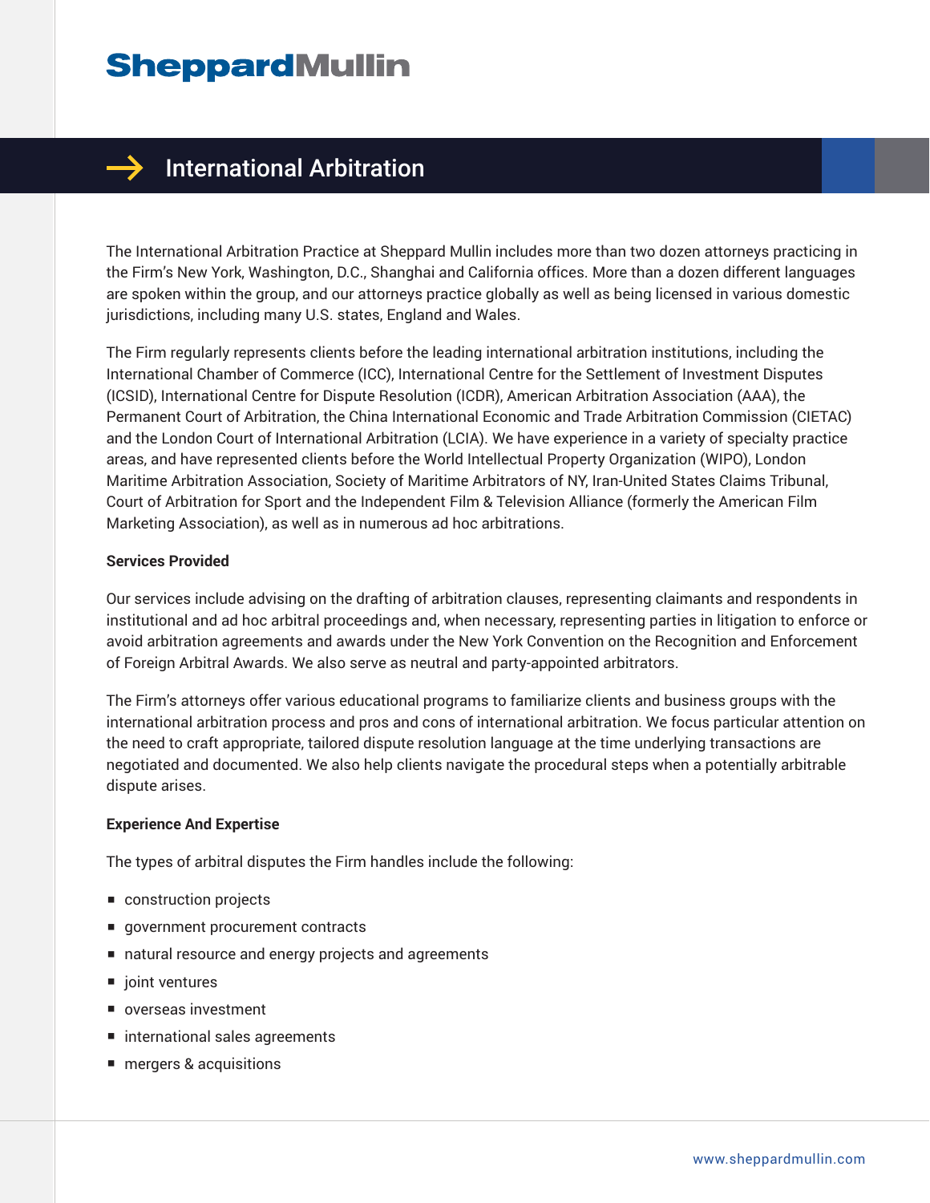# Sheppard Mullin

## International Arbitration

The International Arbitration Practice at Sheppard Mullin includes more than two dozen attorneys practicing in the Firm's New York, Washington, D.C., Shanghai and California offices. More than a dozen different languages are spoken within the group, and our attorneys practice globally as well as being licensed in various domestic jurisdictions, including many U.S. states, England and Wales.

The Firm regularly represents clients before the leading international arbitration institutions, including the International Chamber of Commerce (ICC), International Centre for the Settlement of Investment Disputes (ICSID), International Centre for Dispute Resolution (ICDR), American Arbitration Association (AAA), the Permanent Court of Arbitration, the China International Economic and Trade Arbitration Commission (CIETAC) and the London Court of International Arbitration (LCIA). We have experience in a variety of specialty practice areas, and have represented clients before the World Intellectual Property Organization (WIPO), London Maritime Arbitration Association, Society of Maritime Arbitrators of NY, Iran-United States Claims Tribunal, Court of Arbitration for Sport and the Independent Film & Television Alliance (formerly the American Film Marketing Association), as well as in numerous ad hoc arbitrations.

**Services Provided**

Our services include advising on the drafting of arbitration clauses, representing claimants and respondents in institutional and ad hoc arbitral proceedings and, when necessary, representing parties in litigation to enforce or avoid arbitration agreements and awards under the New York Convention on the Recognition and Enforcement of Foreign Arbitral Awards. We also serve as neutral and party-appointed arbitrators.

The Firm's attorneys offer various educational programs to familiarize clients and business groups with the international arbitration process and pros and cons of international arbitration. We focus particular attention on the need to craft appropriate, tailored dispute resolution language at the time underlying transactions are negotiated and documented. We also help clients navigate the procedural steps when a potentially arbitrable dispute arises.

**Experience And Expertise**

The types of arbitral disputes the Firm handles include the following:

- construction projects
- government procurement contracts
- natural resource and energy projects and agreements
- joint ventures
- overseas investment
- international sales agreements
- mergers & acquisitions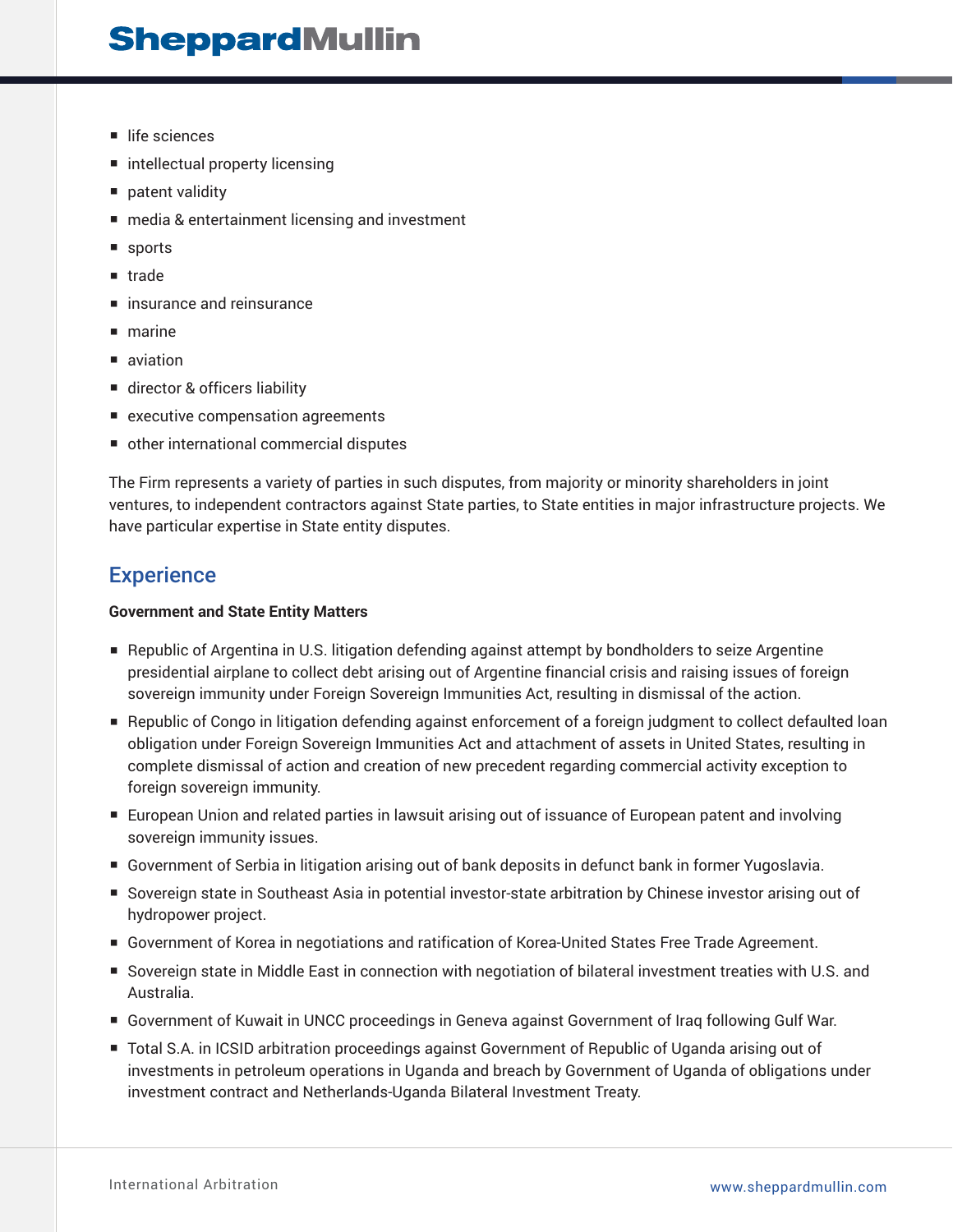- life sciences
- intellectual property licensing
- patent validity
- media & entertainment licensing and investment
- sports
- trade
- insurance and reinsurance
- marine
- aviation
- director & officers liability
- executive compensation agreements
- other international commercial disputes

The Firm represents a variety of parties in such disputes, from majority or minority shareholders in joint ventures, to independent contractors against State parties, to State entities in major infrastructure projects. We have particular expertise in State entity disputes.

## Experience

**Government and State Entity Matters**

- Republic of Argentina in U.S. litigation defending against attempt by bondholders to seize Argentine presidential airplane to collect debt arising out of Argentine financial crisis and raising issues of foreign sovereign immunity under Foreign Sovereign Immunities Act, resulting in dismissal of the action.
- Republic of Congo in litigation defending against enforcement of a foreign judgment to collect defaulted loan obligation under Foreign Sovereign Immunities Act and attachment of assets in United States, resulting in complete dismissal of action and creation of new precedent regarding commercial activity exception to foreign sovereign immunity.
- European Union and related parties in lawsuit arising out of issuance of European patent and involving sovereign immunity issues.
- Government of Serbia in litigation arising out of bank deposits in defunct bank in former Yugoslavia.
- Sovereign state in Southeast Asia in potential investor-state arbitration by Chinese investor arising out of hydropower project.
- Government of Korea in negotiations and ratification of Korea-United States Free Trade Agreement.
- Sovereign state in Middle East in connection with negotiation of bilateral investment treaties with U.S. and Australia.
- Government of Kuwait in UNCC proceedings in Geneva against Government of Iraq following Gulf War.
- Total S.A. in ICSID arbitration proceedings against Government of Republic of Uganda arising out of investments in petroleum operations in Uganda and breach by Government of Uganda of obligations under investment contract and Netherlands-Uganda Bilateral Investment Treaty.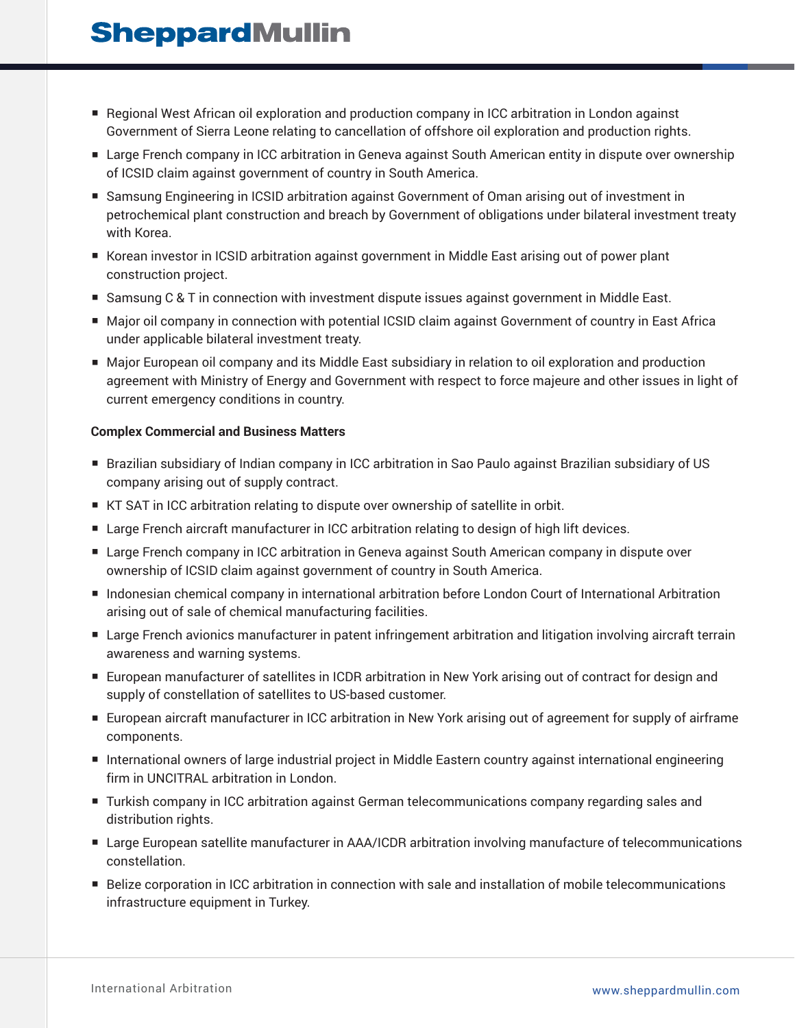- Regional West African oil exploration and production company in ICC arbitration in London against Government of Sierra Leone relating to cancellation of offshore oil exploration and production rights.
- Large French company in ICC arbitration in Geneva against South American entity in dispute over ownership of ICSID claim against government of country in South America.
- Samsung Engineering in ICSID arbitration against Government of Oman arising out of investment in petrochemical plant construction and breach by Government of obligations under bilateral investment treaty with Korea.
- Korean investor in ICSID arbitration against government in Middle East arising out of power plant construction project.
- Samsung C & T in connection with investment dispute issues against government in Middle East.
- Major oil company in connection with potential ICSID claim against Government of country in East Africa under applicable bilateral investment treaty.
- Major European oil company and its Middle East subsidiary in relation to oil exploration and production agreement with Ministry of Energy and Government with respect to force majeure and other issues in light of current emergency conditions in country.

**Complex Commercial and Business Matters**

- Brazilian subsidiary of Indian company in ICC arbitration in Sao Paulo against Brazilian subsidiary of US company arising out of supply contract.
- KT SAT in ICC arbitration relating to dispute over ownership of satellite in orbit.
- Large French aircraft manufacturer in ICC arbitration relating to design of high lift devices.
- Large French company in ICC arbitration in Geneva against South American company in dispute over ownership of ICSID claim against government of country in South America.
- Indonesian chemical company in international arbitration before London Court of International Arbitration arising out of sale of chemical manufacturing facilities.
- Large French avionics manufacturer in patent infringement arbitration and litigation involving aircraft terrain awareness and warning systems.
- European manufacturer of satellites in ICDR arbitration in New York arising out of contract for design and supply of constellation of satellites to US-based customer.
- European aircraft manufacturer in ICC arbitration in New York arising out of agreement for supply of airframe components.
- International owners of large industrial project in Middle Eastern country against international engineering firm in UNCITRAL arbitration in London.
- Turkish company in ICC arbitration against German telecommunications company regarding sales and distribution rights.
- Large European satellite manufacturer in AAA/ICDR arbitration involving manufacture of telecommunications constellation.
- Belize corporation in ICC arbitration in connection with sale and installation of mobile telecommunications infrastructure equipment in Turkey.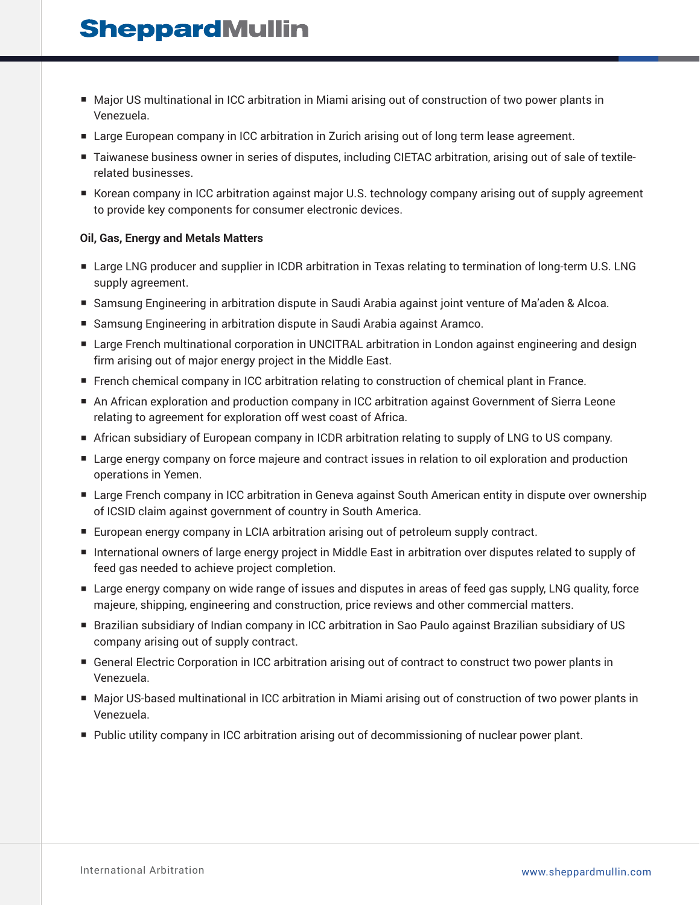- Major US multinational in ICC arbitration in Miami arising out of construction of two power plants in Venezuela.
- Large European company in ICC arbitration in Zurich arising out of long term lease agreement.
- Taiwanese business owner in series of disputes, including CIETAC arbitration, arising out of sale of textile-related businesses.
- Korean company in ICC arbitration against major U.S. technology company arising out of supply agreement to provide key components for consumer electronic devices.

**Oil, Gas, Energy and Metals Matters**

- Large LNG producer and supplier in ICDR arbitration in Texas relating to termination of long-term U.S. LNG supply agreement.
- Samsung Engineering in arbitration dispute in Saudi Arabia against joint venture of Ma'aden & Alcoa.
- Samsung Engineering in arbitration dispute in Saudi Arabia against Aramco.
- Large French multinational corporation in UNCITRAL arbitration in London against engineering and design firm arising out of major energy project in the Middle East.
- French chemical company in ICC arbitration relating to construction of chemical plant in France.
- An African exploration and production company in ICC arbitration against Government of Sierra Leone relating to agreement for exploration off west coast of Africa.
- African subsidiary of European company in ICDR arbitration relating to supply of LNG to US company.
- Large energy company on force majeure and contract issues in relation to oil exploration and production operations in Yemen.
- Large French company in ICC arbitration in Geneva against South American entity in dispute over ownership of ICSID claim against government of country in South America.
- European energy company in LCIA arbitration arising out of petroleum supply contract.
- International owners of large energy project in Middle East in arbitration over disputes related to supply of feed gas needed to achieve project completion.
- Large energy company on wide range of issues and disputes in areas of feed gas supply, LNG quality, force majeure, shipping, engineering and construction, price reviews and other commercial matters.
- Brazilian subsidiary of Indian company in ICC arbitration in Sao Paulo against Brazilian subsidiary of US company arising out of supply contract.
- General Electric Corporation in ICC arbitration arising out of contract to construct two power plants in Venezuela.
- Major US-based multinational in ICC arbitration in Miami arising out of construction of two power plants in Venezuela.
- Public utility company in ICC arbitration arising out of decommissioning of nuclear power plant.